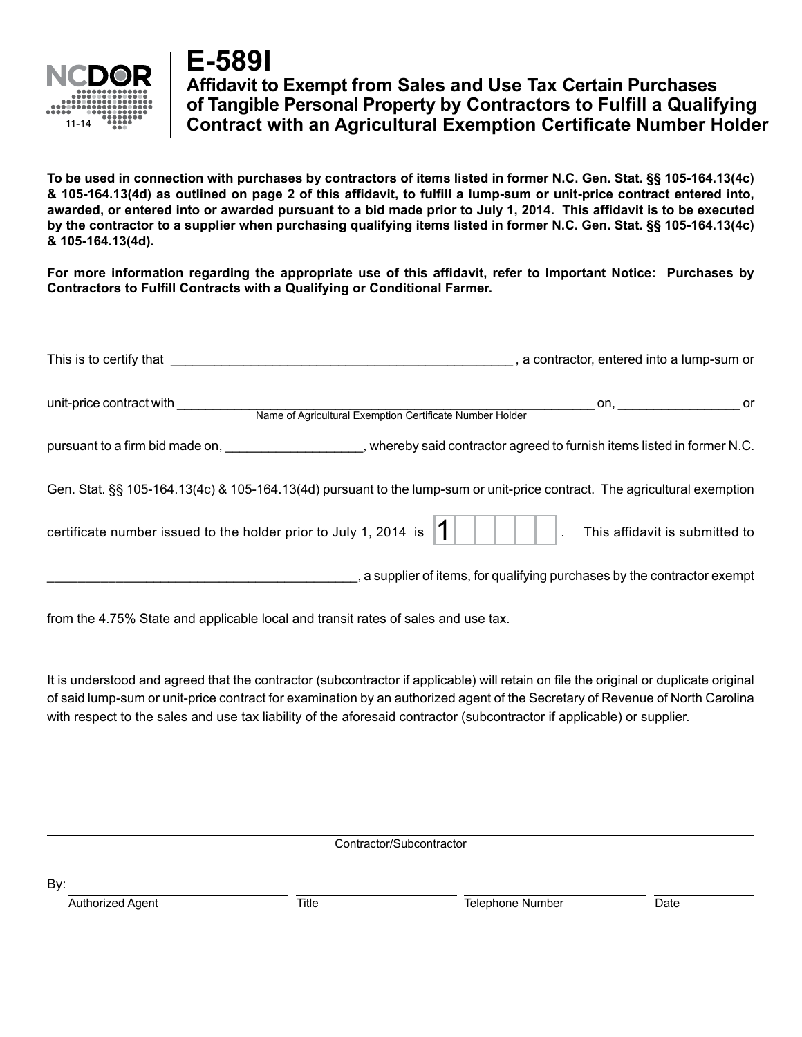NCDOR

11-14

# E-589I

## Affidavit to Exempt from Sales and Use Tax Certain Purchases of Tangible Personal Property by Contractors to Fulfill a Qualifying Contract with an Agricultural Exemption Certificate Number Holder

**To be used in connection with purchases by contractors of items listed in former N.C. Gen. Stat. §§ 105-164.13(4c) & 105-164.13(4d) as outlined on page 2 of this affidavit, to fulfill a lump-sum or unit-price contract entered into, awarded, or entered into or awarded pursuant to a bid made prior to July 1, 2014. This affidavit is to be executed by the contractor to a supplier when purchasing qualifying items listed in former N.C. Gen. Stat. §§ 105-164.13(4c) & 105-164.13(4d).**

**For more information regarding the appropriate use of this affidavit, refer to Important Notice: Purchases by Contractors to Fulfill Contracts with a Qualifying or Conditional Farmer.**

This is to certify that _______________________________________________ , a contractor, entered into a lump-sum or unit-price contract with __________________________________________________________ on, _________________ or
Name of Agricultural Exemption Certificate Number Holder

pursuant to a firm bid made on, ___________________, whereby said contractor agreed to furnish items listed in former N.C. Gen. Stat. §§ 105-164.13(4c) & 105-164.13(4d) pursuant to the lump-sum or unit-price contract. The agricultural exemption certificate number issued to the holder prior to July 1, 2014 is | 1 | | | | | | . This affidavit is submitted to __________________________________________, a supplier of items, for qualifying purchases by the contractor exempt from the 4.75% State and applicable local and transit rates of sales and use tax.

It is understood and agreed that the contractor (subcontractor if applicable) will retain on file the original or duplicate original of said lump-sum or unit-price contract for examination by an authorized agent of the Secretary of Revenue of North Carolina with respect to the sales and use tax liability of the aforesaid contractor (subcontractor if applicable) or supplier.

______________________________________________________________
Contractor/Subcontractor

By: ____________________ ____________________ ____________________ ____________________
Authorized Agent | Title | Telephone Number | Date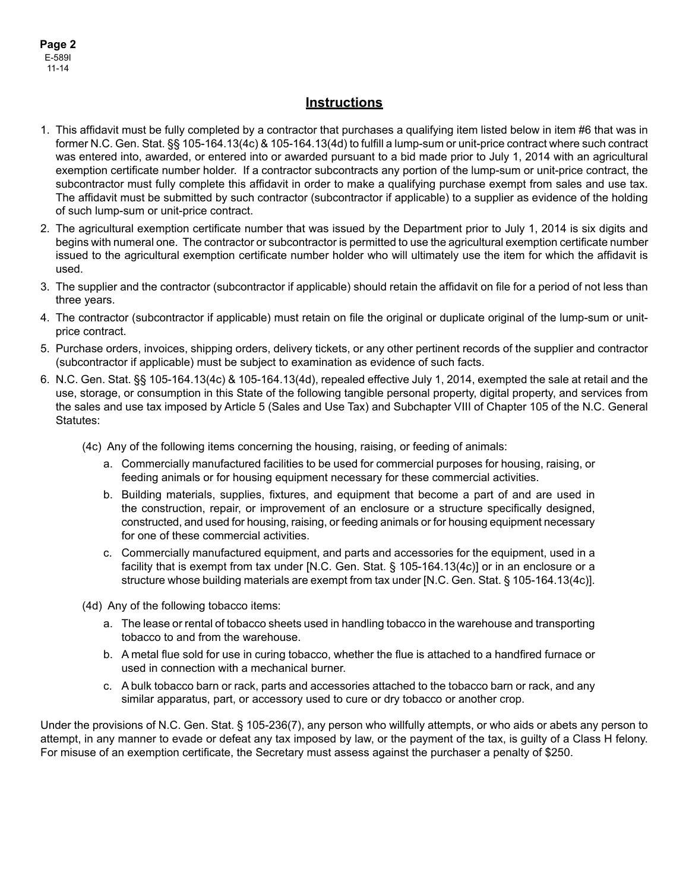## Instructions

1. This affidavit must be fully completed by a contractor that purchases a qualifying item listed below in item #6 that was in former N.C. Gen. Stat. §§ 105-164.13(4c) & 105-164.13(4d) to fulfill a lump-sum or unit-price contract where such contract was entered into, awarded, or entered into or awarded pursuant to a bid made prior to July 1, 2014 with an agricultural exemption certificate number holder. If a contractor subcontracts any portion of the lump-sum or unit-price contract, the subcontractor must fully complete this affidavit in order to make a qualifying purchase exempt from sales and use tax. The affidavit must be submitted by such contractor (subcontractor if applicable) to a supplier as evidence of the holding of such lump-sum or unit-price contract.
2. The agricultural exemption certificate number that was issued by the Department prior to July 1, 2014 is six digits and begins with numeral one. The contractor or subcontractor is permitted to use the agricultural exemption certificate number issued to the agricultural exemption certificate number holder who will ultimately use the item for which the affidavit is used.
3. The supplier and the contractor (subcontractor if applicable) should retain the affidavit on file for a period of not less than three years.
4. The contractor (subcontractor if applicable) must retain on file the original or duplicate original of the lump-sum or unit-price contract.
5. Purchase orders, invoices, shipping orders, delivery tickets, or any other pertinent records of the supplier and contractor (subcontractor if applicable) must be subject to examination as evidence of such facts.
6. N.C. Gen. Stat. §§ 105-164.13(4c) & 105-164.13(4d), repealed effective July 1, 2014, exempted the sale at retail and the use, storage, or consumption in this State of the following tangible personal property, digital property, and services from the sales and use tax imposed by Article 5 (Sales and Use Tax) and Subchapter VIII of Chapter 105 of the N.C. General Statutes:

   (4c) Any of the following items concerning the housing, raising, or feeding of animals:

   a. Commercially manufactured facilities to be used for commercial purposes for housing, raising, or feeding animals or for housing equipment necessary for these commercial activities.
   b. Building materials, supplies, fixtures, and equipment that become a part of and are used in the construction, repair, or improvement of an enclosure or a structure specifically designed, constructed, and used for housing, raising, or feeding animals or for housing equipment necessary for one of these commercial activities.
   c. Commercially manufactured equipment, and parts and accessories for the equipment, used in a facility that is exempt from tax under [N.C. Gen. Stat. § 105-164.13(4c)] or in an enclosure or a structure whose building materials are exempt from tax under [N.C. Gen. Stat. § 105-164.13(4c)].

   (4d) Any of the following tobacco items:

   a. The lease or rental of tobacco sheets used in handling tobacco in the warehouse and transporting tobacco to and from the warehouse.
   b. A metal flue sold for use in curing tobacco, whether the flue is attached to a handfired furnace or used in connection with a mechanical burner.
   c. A bulk tobacco barn or rack, parts and accessories attached to the tobacco barn or rack, and any similar apparatus, part, or accessory used to cure or dry tobacco or another crop.

Under the provisions of N.C. Gen. Stat. § 105-236(7), any person who willfully attempts, or who aids or abets any person to attempt, in any manner to evade or defeat any tax imposed by law, or the payment of the tax, is guilty of a Class H felony. For misuse of an exemption certificate, the Secretary must assess against the purchaser a penalty of $250.